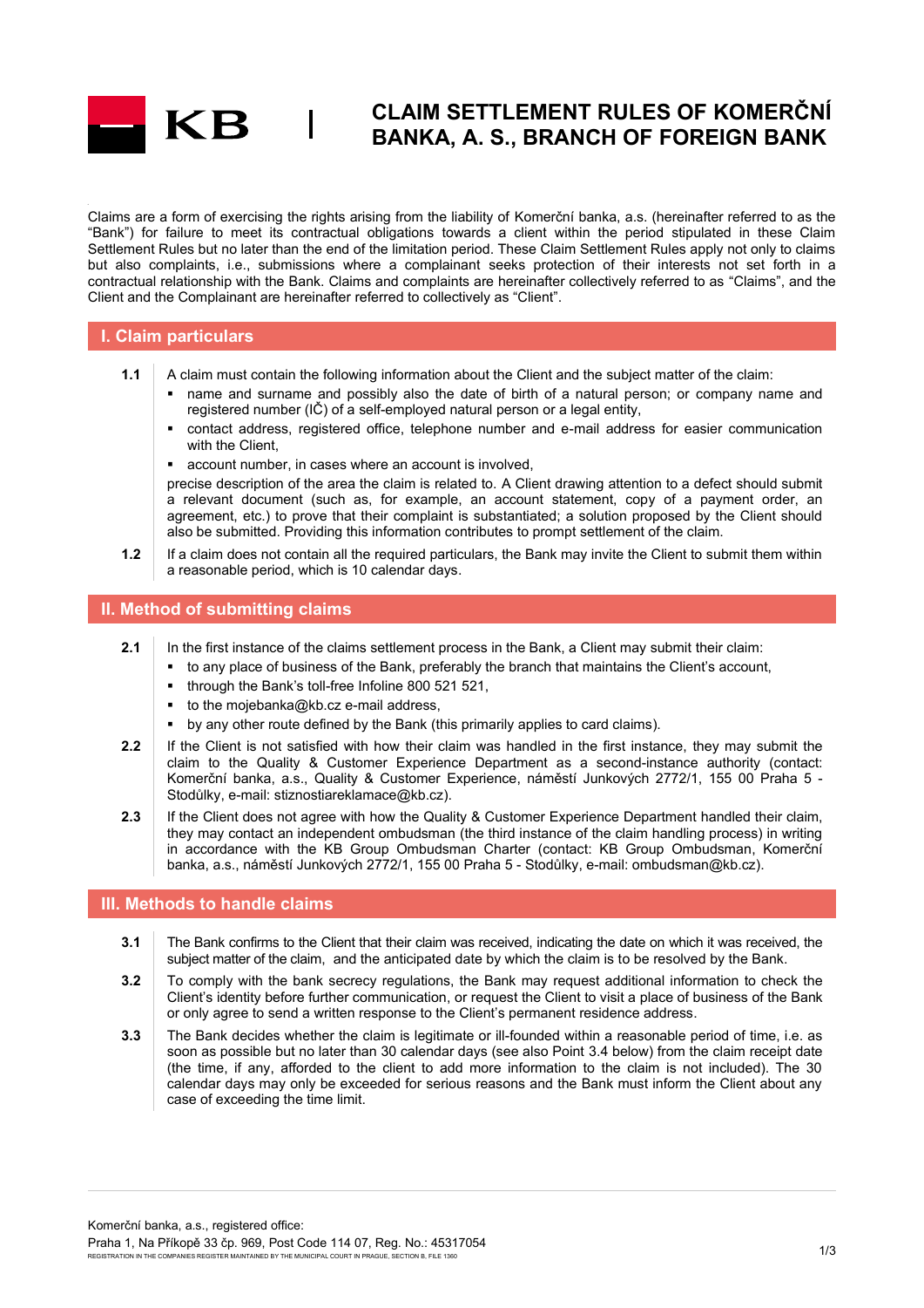# CLAIM SETTLEMENT RULES OF KOMERČNÍ BANKA, A. S., BRANCH OF FOREIGN BANK

Claims are a form of exercising the rights arising from the liability of Komerční banka, a.s. (hereinafter referred to as the "Bank") for failure to meet its contractual obligations towards a client within the period stipulated in these Claim Settlement Rules but no later than the end of the limitation period. These Claim Settlement Rules apply not only to claims but also complaints, i.e., submissions where a complainant seeks protection of their interests not set forth in a contractual relationship with the Bank. Claims and complaints are hereinafter collectively referred to as "Claims", and the Client and the Complainant are hereinafter referred to collectively as "Client".

## I. Claim particulars

**1.1** A claim must contain the following information about the Client and the subject matter of the claim:

- name and surname and possibly also the date of birth of a natural person; or company name and registered number (IČ) of a self-employed natural person or a legal entity,
- contact address, registered office, telephone number and e-mail address for easier communication with the Client,
- account number, in cases where an account is involved,

precise description of the area the claim is related to. A Client drawing attention to a defect should submit a relevant document (such as, for example, an account statement, copy of a payment order, an agreement, etc.) to prove that their complaint is substantiated; a solution proposed by the Client should also be submitted. Providing this information contributes to prompt settlement of the claim.

**1.2** If a claim does not contain all the required particulars, the Bank may invite the Client to submit them within a reasonable period, which is 10 calendar days.

## II. Method of submitting claims

**2.1** In the first instance of the claims settlement process in the Bank, a Client may submit their claim:

- to any place of business of the Bank, preferably the branch that maintains the Client's account,
- through the Bank's toll-free Infoline 800 521 521,
- to the mojebanka@kb.cz e-mail address,
- by any other route defined by the Bank (this primarily applies to card claims).

**2.2** If the Client is not satisfied with how their claim was handled in the first instance, they may submit the claim to the Quality & Customer Experience Department as a second-instance authority (contact: Komerční banka, a.s., Quality & Customer Experience, náměstí Junkových 2772/1, 155 00 Praha 5 - Stodůlky, e-mail: stiznostiareklamace@kb.cz).

**2.3** If the Client does not agree with how the Quality & Customer Experience Department handled their claim, they may contact an independent ombudsman (the third instance of the claim handling process) in writing in accordance with the KB Group Ombudsman Charter (contact: KB Group Ombudsman, Komerční banka, a.s., náměstí Junkových 2772/1, 155 00 Praha 5 - Stodůlky, e-mail: ombudsman@kb.cz).

## III. Methods to handle claims

**3.1** The Bank confirms to the Client that their claim was received, indicating the date on which it was received, the subject matter of the claim, and the anticipated date by which the claim is to be resolved by the Bank.

**3.2** To comply with the bank secrecy regulations, the Bank may request additional information to check the Client's identity before further communication, or request the Client to visit a place of business of the Bank or only agree to send a written response to the Client's permanent residence address.

**3.3** The Bank decides whether the claim is legitimate or ill-founded within a reasonable period of time, i.e. as soon as possible but no later than 30 calendar days (see also Point 3.4 below) from the claim receipt date (the time, if any, afforded to the client to add more information to the claim is not included). The 30 calendar days may only be exceeded for serious reasons and the Bank must inform the Client about any case of exceeding the time limit.

Komerční banka, a.s., registered office:
Praha 1, Na Příkopě 33 čp. 969, Post Code 114 07, Reg. No.: 45317054
REGISTRATION IN THE COMPANIES REGISTER MAINTAINED BY THE MUNICIPAL COURT IN PRAGUE, SECTION B, FILE 1360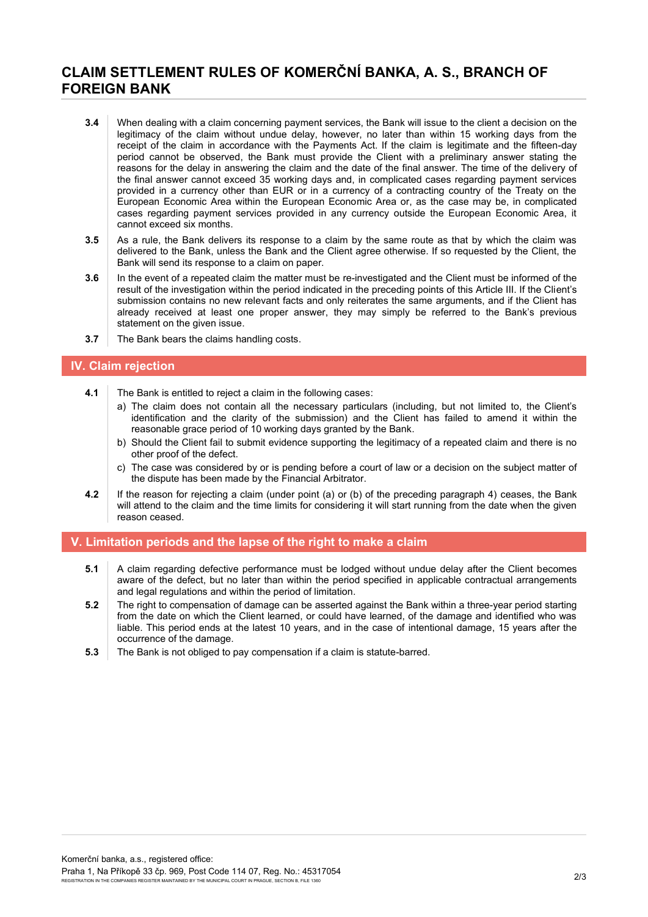# CLAIM SETTLEMENT RULES OF KOMERČNÍ BANKA, A. S., BRANCH OF FOREIGN BANK

**3.4** When dealing with a claim concerning payment services, the Bank will issue to the client a decision on the legitimacy of the claim without undue delay, however, no later than within 15 working days from the receipt of the claim in accordance with the Payments Act. If the claim is legitimate and the fifteen-day period cannot be observed, the Bank must provide the Client with a preliminary answer stating the reasons for the delay in answering the claim and the date of the final answer. The time of the delivery of the final answer cannot exceed 35 working days and, in complicated cases regarding payment services provided in a currency other than EUR or in a currency of a contracting country of the Treaty on the European Economic Area within the European Economic Area or, as the case may be, in complicated cases regarding payment services provided in any currency outside the European Economic Area, it cannot exceed six months.

**3.5** As a rule, the Bank delivers its response to a claim by the same route as that by which the claim was delivered to the Bank, unless the Bank and the Client agree otherwise. If so requested by the Client, the Bank will send its response to a claim on paper.

**3.6** In the event of a repeated claim the matter must be re-investigated and the Client must be informed of the result of the investigation within the period indicated in the preceding points of this Article III. If the Client's submission contains no new relevant facts and only reiterates the same arguments, and if the Client has already received at least one proper answer, they may simply be referred to the Bank's previous statement on the given issue.

**3.7** The Bank bears the claims handling costs.

## IV. Claim rejection

**4.1** The Bank is entitled to reject a claim in the following cases:

a) The claim does not contain all the necessary particulars (including, but not limited to, the Client's identification and the clarity of the submission) and the Client has failed to amend it within the reasonable grace period of 10 working days granted by the Bank.

b) Should the Client fail to submit evidence supporting the legitimacy of a repeated claim and there is no other proof of the defect.

c) The case was considered by or is pending before a court of law or a decision on the subject matter of the dispute has been made by the Financial Arbitrator.

**4.2** If the reason for rejecting a claim (under point (a) or (b) of the preceding paragraph 4) ceases, the Bank will attend to the claim and the time limits for considering it will start running from the date when the given reason ceased.

## V. Limitation periods and the lapse of the right to make a claim

**5.1** A claim regarding defective performance must be lodged without undue delay after the Client becomes aware of the defect, but no later than within the period specified in applicable contractual arrangements and legal regulations and within the period of limitation.

**5.2** The right to compensation of damage can be asserted against the Bank within a three-year period starting from the date on which the Client learned, or could have learned, of the damage and identified who was liable. This period ends at the latest 10 years, and in the case of intentional damage, 15 years after the occurrence of the damage.

**5.3** The Bank is not obliged to pay compensation if a claim is statute-barred.

Komerční banka, a.s., registered office:
Praha 1, Na Příkopě 33 čp. 969, Post Code 114 07, Reg. No.: 45317054
REGISTRATION IN THE COMPANIES REGISTER MAINTAINED BY THE MUNICIPAL COURT IN PRAGUE, SECTION B, FILE 1360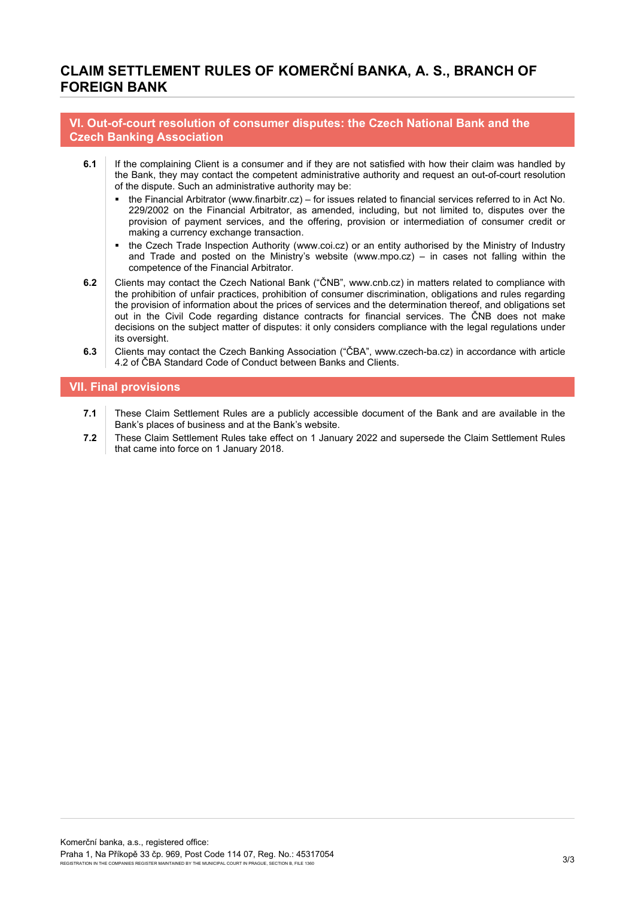# CLAIM SETTLEMENT RULES OF KOMERČNÍ BANKA, A. S., BRANCH OF FOREIGN BANK

## VI. Out-of-court resolution of consumer disputes: the Czech National Bank and the Czech Banking Association

**6.1** If the complaining Client is a consumer and if they are not satisfied with how their claim was handled by the Bank, they may contact the competent administrative authority and request an out-of-court resolution of the dispute. Such an administrative authority may be:

- the Financial Arbitrator (www.finarbitr.cz) – for issues related to financial services referred to in Act No. 229/2002 on the Financial Arbitrator, as amended, including, but not limited to, disputes over the provision of payment services, and the offering, provision or intermediation of consumer credit or making a currency exchange transaction.
- the Czech Trade Inspection Authority (www.coi.cz) or an entity authorised by the Ministry of Industry and Trade and posted on the Ministry's website (www.mpo.cz) – in cases not falling within the competence of the Financial Arbitrator.

**6.2** Clients may contact the Czech National Bank ("ČNB", www.cnb.cz) in matters related to compliance with the prohibition of unfair practices, prohibition of consumer discrimination, obligations and rules regarding the provision of information about the prices of services and the determination thereof, and obligations set out in the Civil Code regarding distance contracts for financial services. The ČNB does not make decisions on the subject matter of disputes: it only considers compliance with the legal regulations under its oversight.

**6.3** Clients may contact the Czech Banking Association ("ČBA", www.czech-ba.cz) in accordance with article 4.2 of ČBA Standard Code of Conduct between Banks and Clients.

## VII. Final provisions

**7.1** These Claim Settlement Rules are a publicly accessible document of the Bank and are available in the Bank's places of business and at the Bank's website.

**7.2** These Claim Settlement Rules take effect on 1 January 2022 and supersede the Claim Settlement Rules that came into force on 1 January 2018.

Komerční banka, a.s., registered office:
Praha 1, Na Příkopě 33 čp. 969, Post Code 114 07, Reg. No.: 45317054
REGISTRATION IN THE COMPANIES REGISTER MAINTAINED BY THE MUNICIPAL COURT IN PRAGUE, SECTION B, FILE 1360